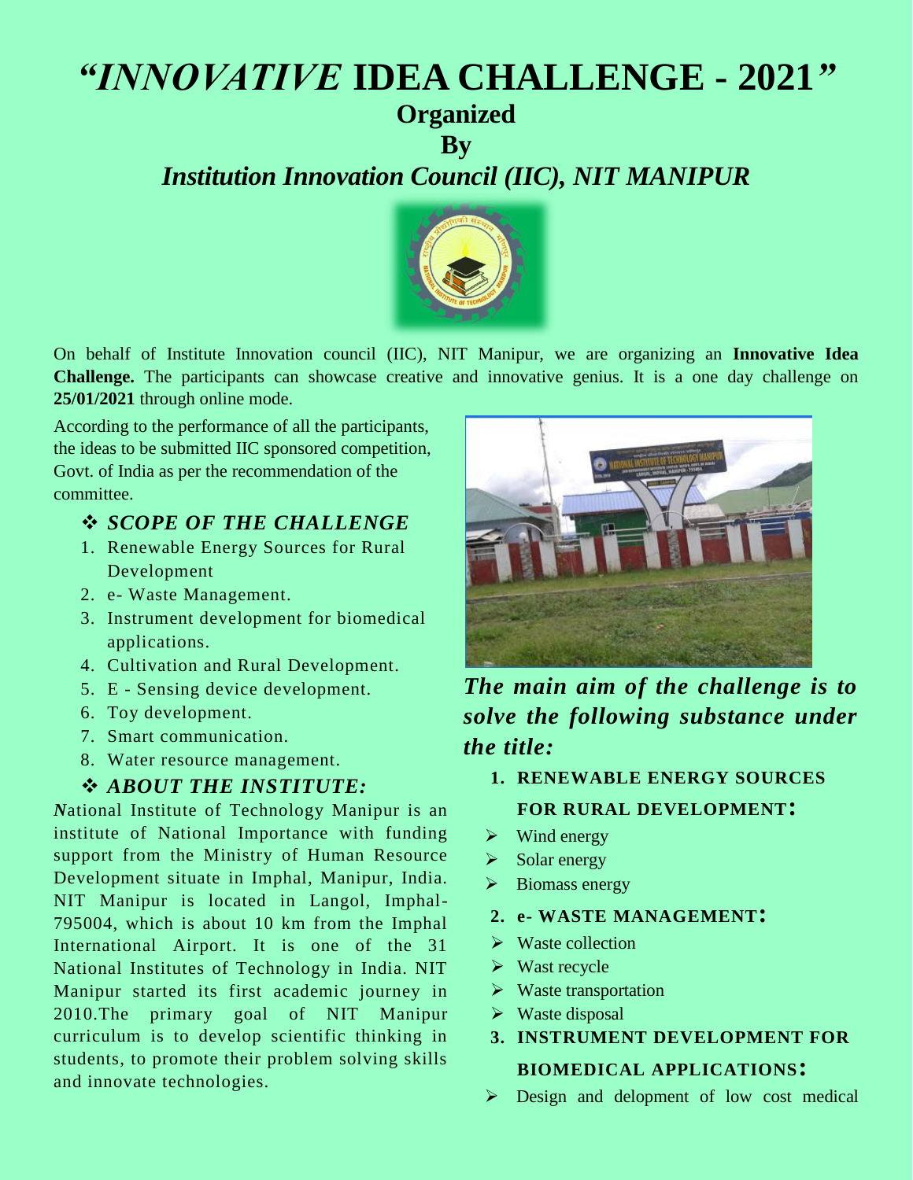# *"INNOVATIVE* IDEA CHALLENGE - 2021*"*

## Organized

## By

## *Institution Innovation Council (IIC), NIT MANIPUR*

On behalf of Institute Innovation council (IIC), NIT Manipur, we are organizing an **Innovative Idea Challenge.** The participants can showcase creative and innovative genius. It is a one day challenge on **25/01/2021** through online mode.

According to the performance of all the participants, the ideas to be submitted IIC sponsored competition, Govt. of India as per the recommendation of the committee.

### ❖ *SCOPE OF THE CHALLENGE*

1. Renewable Energy Sources for Rural Development
2. e- Waste Management.
3. Instrument development for biomedical applications.
4. Cultivation and Rural Development.
5. E - Sensing device development.
6. Toy development.
7. Smart communication.
8. Water resource management.

### ❖ *ABOUT THE INSTITUTE:*

***N**ational Institute of Technology Manipur is an institute of National Importance with funding support from the Ministry of Human Resource Development situate in Imphal, Manipur, India. NIT Manipur is located in Langol, Imphal-795004, which is about 10 km from the Imphal International Airport. It is one of the 31 National Institutes of Technology in India. NIT Manipur started its first academic journey in 2010.The primary goal of NIT Manipur curriculum is to develop scientific thinking in students, to promote their problem solving skills and innovate technologies.

***The main aim of the challenge is to solve the following substance under the title:***

1. **RENEWABLE ENERGY SOURCES FOR RURAL DEVELOPMENT:**
   - Wind energy
   - Solar energy
   - Biomass energy
2. **e- WASTE MANAGEMENT:**
   - Waste collection
   - Wast recycle
   - Waste transportation
   - Waste disposal
3. **INSTRUMENT DEVELOPMENT FOR BIOMEDICAL APPLICATIONS:**
   - Design and delopment of low cost medical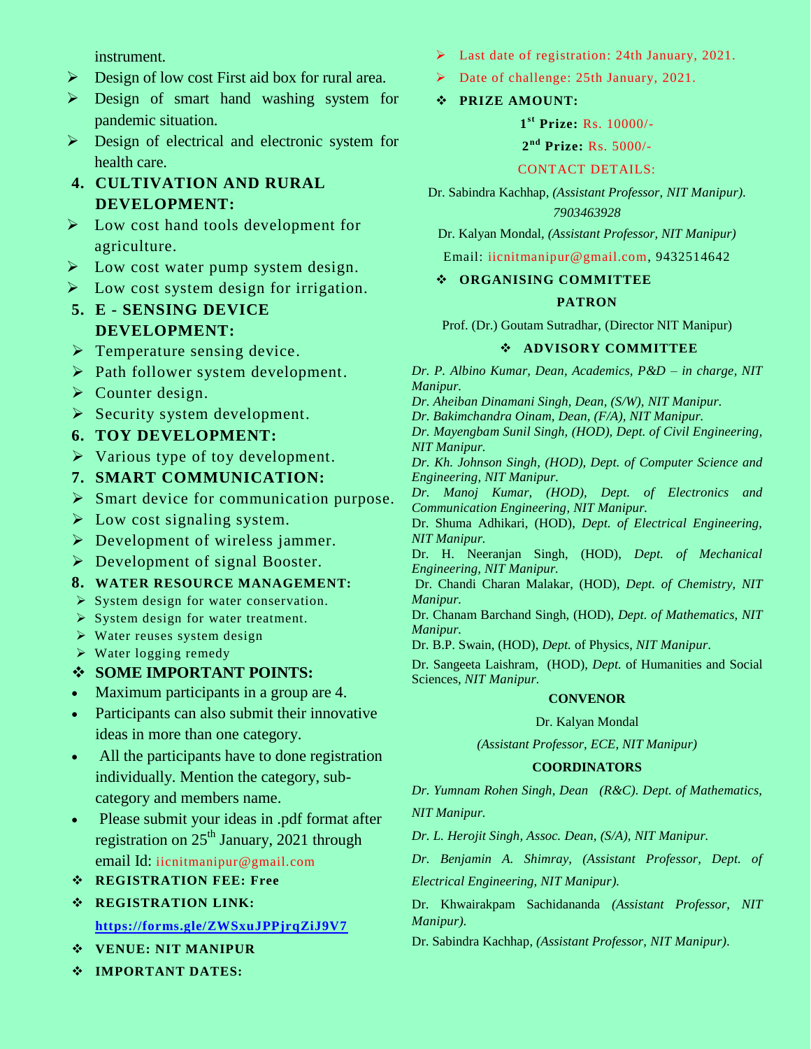instrument.

- Design of low cost First aid box for rural area.
- Design of smart hand washing system for pandemic situation.
- Design of electrical and electronic system for health care.

4. **CULTIVATION AND RURAL DEVELOPMENT:**

- Low cost hand tools development for agriculture.
- Low cost water pump system design.
- Low cost system design for irrigation.

5. **E - SENSING DEVICE DEVELOPMENT:**

- Temperature sensing device.
- Path follower system development.
- Counter design.
- Security system development.

6. **TOY DEVELOPMENT:**

- Various type of toy development.

7. **SMART COMMUNICATION:**

- Smart device for communication purpose.
- Low cost signaling system.
- Development of wireless jammer.
- Development of signal Booster.

8. **WATER RESOURCE MANAGEMENT:**

- System design for water conservation.
- System design for water treatment.
- Water reuses system design
- Water logging remedy

## SOME IMPORTANT POINTS:

- Maximum participants in a group are 4.
- Participants can also submit their innovative ideas in more than one category.
- All the participants have to done registration individually. Mention the category, sub-category and members name.
- Please submit your ideas in .pdf format after registration on 25th January, 2021 through email Id: iicnitmanipur@gmail.com

**REGISTRATION FEE: Free**

**REGISTRATION LINK:** **https://forms.gle/ZWSxuJPPjrqZiJ9V7**

**VENUE: NIT MANIPUR**

**IMPORTANT DATES:**

- Last date of registration: 24th January, 2021.
- Date of challenge: 25th January, 2021.

**PRIZE AMOUNT:**

**1st Prize:** Rs. 10000/-

**2nd Prize:** Rs. 5000/-

CONTACT DETAILS:

Dr. Sabindra Kachhap, *(Assistant Professor, NIT Manipur). 7903463928*

Dr. Kalyan Mondal, *(Assistant Professor, NIT Manipur)*

Email: iicnitmanipur@gmail.com, 9432514642

## ORGANISING COMMITTEE

**PATRON**

Prof. (Dr.) Goutam Sutradhar, (Director NIT Manipur)

**ADVISORY COMMITTEE**

*Dr. P. Albino Kumar, Dean, Academics, P&D – in charge, NIT Manipur.*
*Dr. Aheiban Dinamani Singh, Dean, (S/W), NIT Manipur.*
*Dr. Bakimchandra Oinam, Dean, (F/A), NIT Manipur.*
*Dr. Mayengbam Sunil Singh, (HOD), Dept. of Civil Engineering, NIT Manipur.*
*Dr. Kh. Johnson Singh, (HOD), Dept. of Computer Science and Engineering, NIT Manipur.*
*Dr. Manoj Kumar, (HOD), Dept. of Electronics and Communication Engineering, NIT Manipur.*
Dr. Shuma Adhikari, (HOD), *Dept. of Electrical Engineering, NIT Manipur.*
Dr. H. Neeranjan Singh, (HOD), *Dept. of Mechanical Engineering, NIT Manipur.*
Dr. Chandi Charan Malakar, (HOD), *Dept. of Chemistry, NIT Manipur.*
Dr. Chanam Barchand Singh, (HOD), *Dept. of Mathematics, NIT Manipur.*
Dr. B.P. Swain, (HOD), *Dept.* of Physics, *NIT Manipur.*
Dr. Sangeeta Laishram, (HOD), *Dept.* of Humanities and Social Sciences, *NIT Manipur.*

**CONVENOR**

Dr. Kalyan Mondal

*(Assistant Professor, ECE, NIT Manipur)*

**COORDINATORS**

*Dr. Yumnam Rohen Singh, Dean (R&C). Dept. of Mathematics, NIT Manipur.*

*Dr. L. Herojit Singh, Assoc. Dean, (S/A), NIT Manipur.*

*Dr. Benjamin A. Shimray, (Assistant Professor, Dept. of Electrical Engineering, NIT Manipur).*

Dr. Khwairakpam Sachidananda *(Assistant Professor, NIT Manipur).*

Dr. Sabindra Kachhap, *(Assistant Professor, NIT Manipur).*